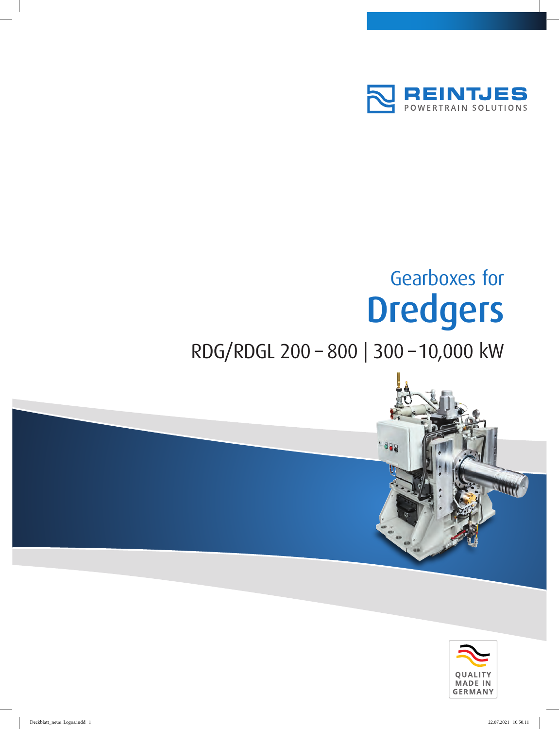REINTJES
POWERTRAIN SOLUTIONS

# Gearboxes for Dredgers

## RDG/RDGL 200 – 800 | 300 – 10,000 kW

QUALITY MADE IN GERMANY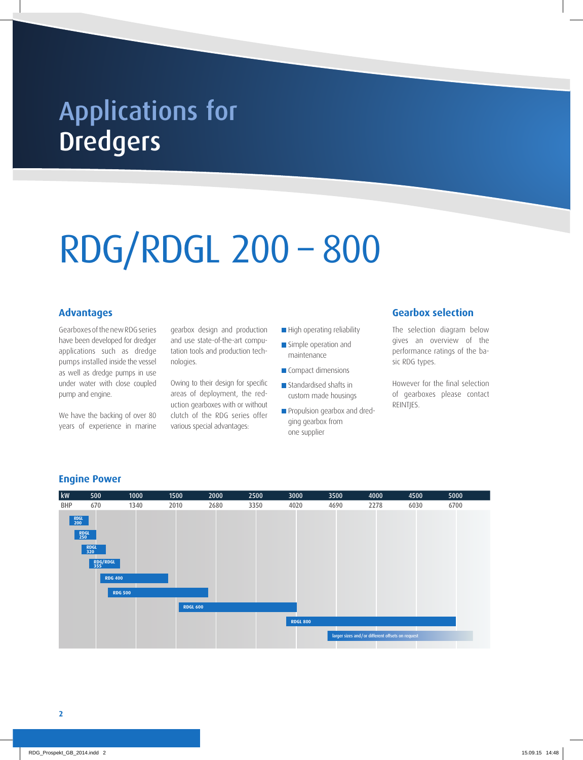# Applications for Dredgers

# RDG/RDGL 200 – 800

## Advantages

Gearboxes of the new RDG series have been developed for dredger applications such as dredge pumps installed inside the vessel as well as dredge pumps in use under water with close coupled pump and engine.

We have the backing of over 80 years of experience in marine gearbox design and production and use state-of-the-art computation tools and production technologies.

Owing to their design for specific areas of deployment, the reduction gearboxes with or without clutch of the RDG series offer various special advantages:

- High operating reliability
- Simple operation and maintenance
- Compact dimensions
- Standardised shafts in custom made housings
- Propulsion gearbox and dredging gearbox from one supplier

## Gearbox selection

The selection diagram below gives an overview of the performance ratings of the basic RDG types.

However for the final selection of gearboxes please contact REINTJES.

## Engine Power

| kW | 500 | 1000 | 1500 | 2000 | 2500 | 3000 | 3500 | 4000 | 4500 | 5000 |
|---|---|---|---|---|---|---|---|---|---|---|
| BHP | 670 | 1340 | 2010 | 2680 | 3350 | 4020 | 4690 | 2278 | 6030 | 6700 |

RDGL 200

RDGL 250

RDGL 320

RDG/RDGL 355

RDG 400

RDG 500

RDGL 600

RDGL 800

larger sizes and/or different offsets on request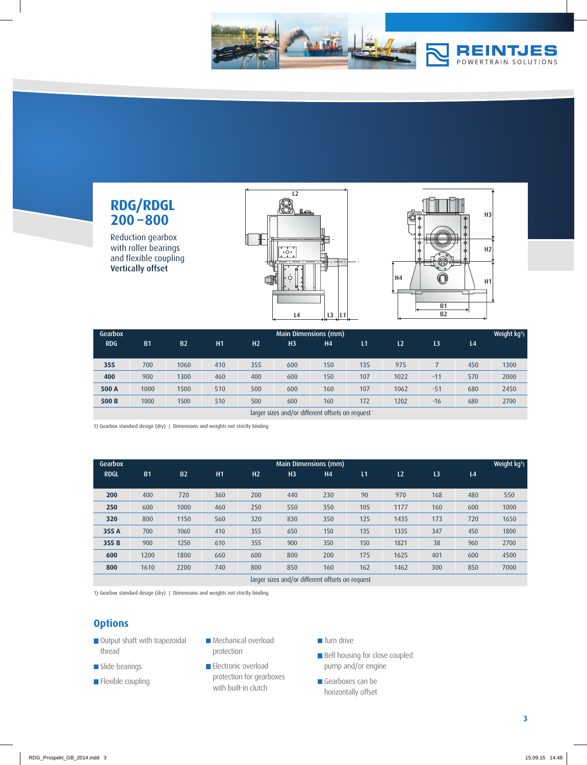# RDG/RDGL 200 – 800

Reduction gearbox with roller bearings and flexible coupling
**Vertically offset**

| Gearbox RDG | B1 | B2 | H1 | H2 | H3 | H4 | L1 | L2 | L3 | L4 | Weight kg[1] |
|---|---|---|---|---|---|---|---|---|---|---|---|
| | Main Dimensions (mm) | | | | | | | | | | |
| **355** | 700 | 1060 | 410 | 355 | 600 | 150 | 135 | 975 | 7 | 450 | 1300 |
| **400** | 900 | 1300 | 460 | 400 | 600 | 150 | 107 | 1022 | -11 | 570 | 2000 |
| **500 A** | 1000 | 1500 | 510 | 500 | 600 | 160 | 107 | 1062 | -51 | 680 | 2450 |
| **500 B** | 1000 | 1500 | 510 | 500 | 600 | 160 | 172 | 1202 | -16 | 680 | 2700 |
| larger sizes and/or different offsets on request | | | | | | | | | | | |

1) Gearbox standard design (dry) | Dimensions and weights not strictly binding

| Gearbox RDGL | B1 | B2 | H1 | H2 | H3 | H4 | L1 | L2 | L3 | L4 | Weight kg[1] |
|---|---|---|---|---|---|---|---|---|---|---|---|
| | Main Dimensions (mm) | | | | | | | | | | |
| **200** | 400 | 720 | 360 | 200 | 440 | 230 | 90 | 970 | 168 | 480 | 550 |
| **250** | 600 | 1000 | 460 | 250 | 550 | 350 | 105 | 1177 | 160 | 600 | 1000 |
| **320** | 800 | 1150 | 560 | 320 | 830 | 350 | 125 | 1435 | 173 | 720 | 1650 |
| **355 A** | 700 | 1060 | 410 | 355 | 650 | 150 | 135 | 1335 | 347 | 450 | 1800 |
| **355 B** | 900 | 1250 | 610 | 355 | 900 | 350 | 150 | 1821 | 38 | 960 | 2700 |
| **600** | 1200 | 1800 | 660 | 600 | 800 | 200 | 175 | 1625 | 401 | 600 | 4500 |
| **800** | 1610 | 2200 | 740 | 800 | 850 | 160 | 162 | 1462 | 300 | 850 | 7000 |
| larger sizes and/or different offsets on request | | | | | | | | | | | |

1) Gearbox standard design (dry) | Dimensions and weights not strictly binding

## Options

- Output shaft with trapezoidal thread
- Slide bearings
- Flexible coupling
- Mechanical overload protection
- Electronic overload protection for gearboxes with built-in clutch
- Turn drive
- Bell housing for close coupled pump and/or engine
- Gearboxes can be horizontally offset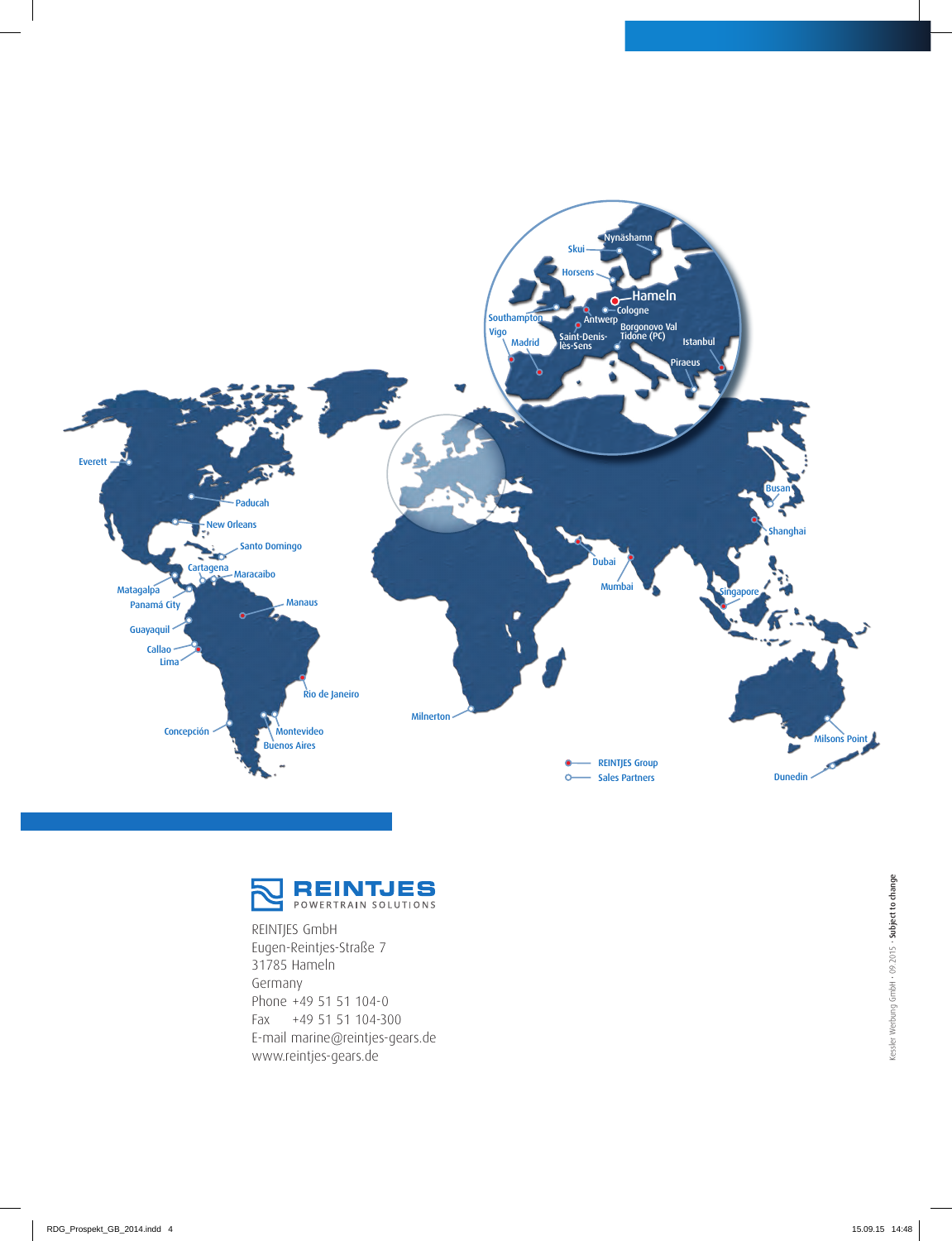Everett

Paducah

New Orleans

Santo Domingo

Cartagena

Maracaibo

Matagalpa

Panamá City

Manaus

Guayaquil

Callao

Lima

Rio de Janeiro

Concepción

Montevideo

Buenos Aires

Milnerton

Nynäshamn

Skui

Horsens

Hameln

Cologne

Southampton

Antwerp

Borgonovo Val Tidone (PC)

Vigo

Madrid

Saint-Denis-lès-Sens

Istanbul

Piraeus

Busan

Shanghai

Dubai

Mumbai

Singapore

Milsons Point

Dunedin

REINTJES Group

Sales Partners

REINTJES POWERTRAIN SOLUTIONS

REINTJES GmbH
Eugen-Reintjes-Straße 7
31785 Hameln
Germany
Phone +49 51 51 104-0
Fax +49 51 51 104-300
E-mail marine@reintjes-gears.de
www.reintjes-gears.de

Kessler Werbung GmbH · 09.2015 · **Subject to change**